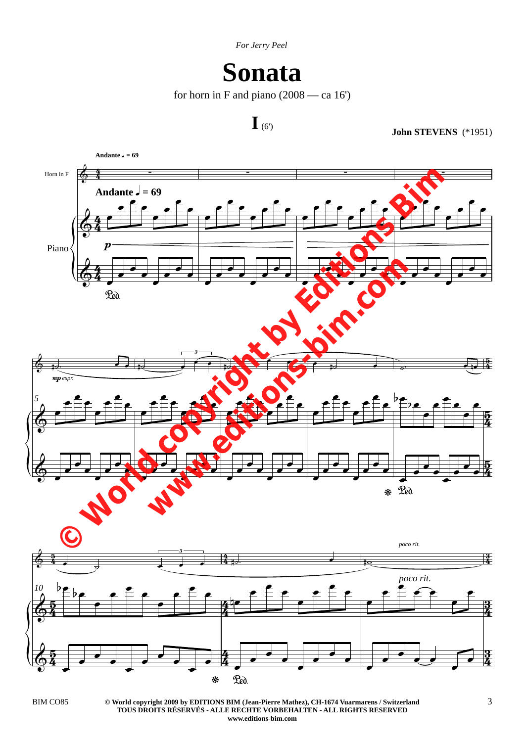*For Jerry Peel*

# Sonata

for horn in F and piano (2008 — ca 16')

## I (6')

**John STEVENS** (*1951)

© World copyright 2009 by EDITIONS BIM (Jean-Pierre Mathez), CH-1674 Vuarmarens / Switzerland
TOUS DROITS RÉSERVÉS - ALLE RECHTE VORBEHALTEN - ALL RIGHTS RESERVED
www.editions-bim.com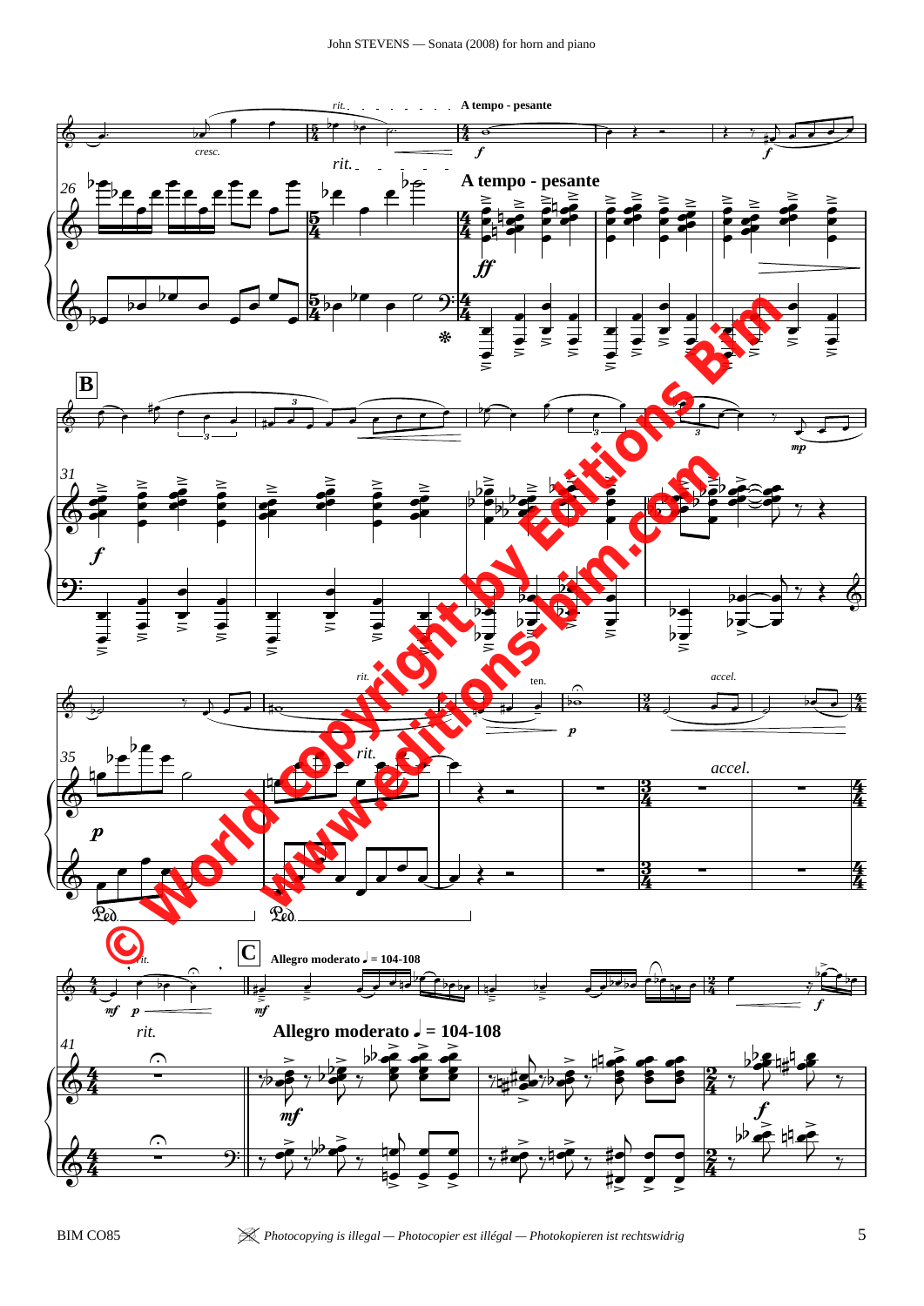*rit.* **A tempo - pesante**

**B**

*rit.* *accel.*

**C** **Allegro moderato ♩ = 104-108**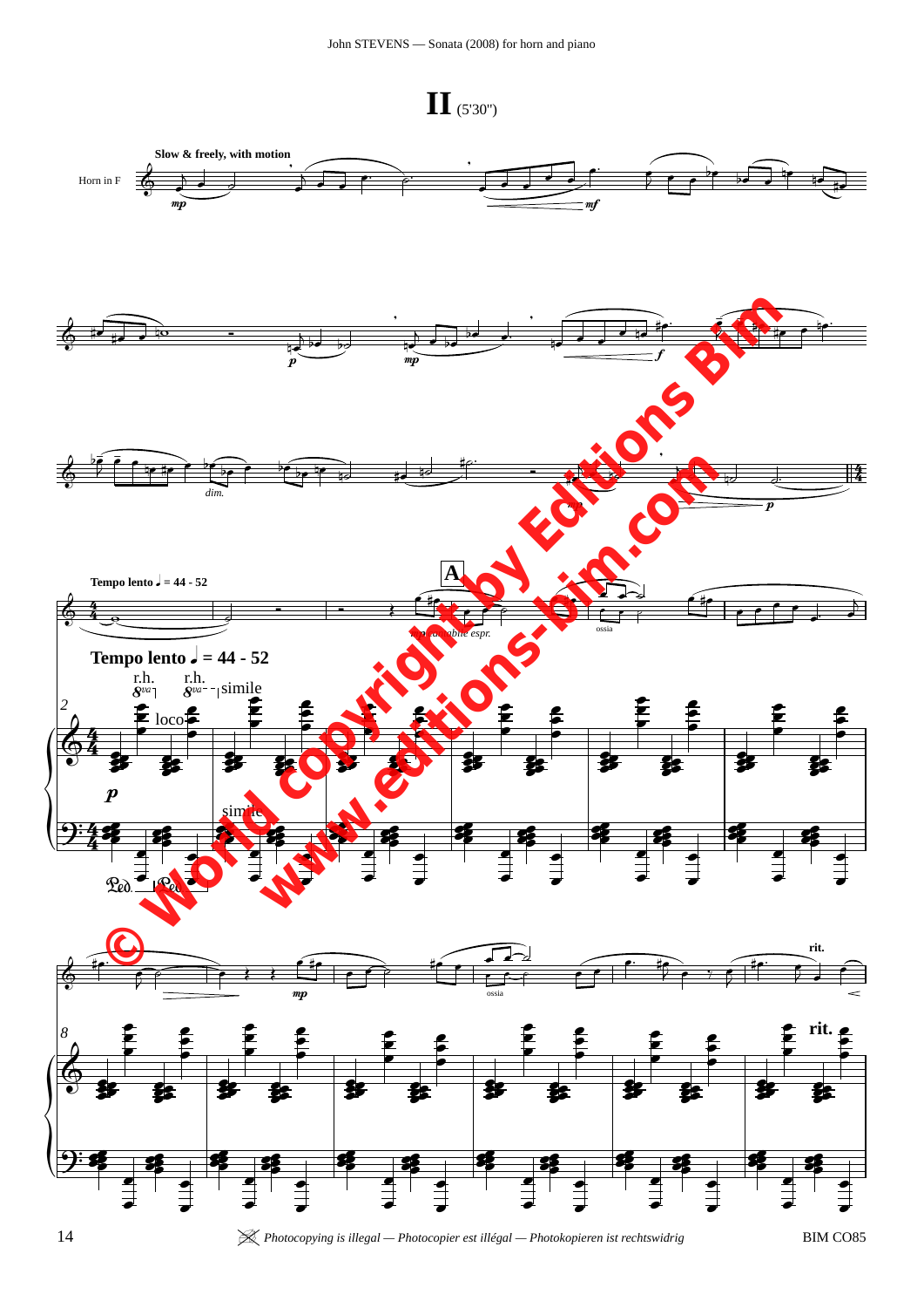# II (5'30")

**Slow & freely, with motion**

Horn in F

*mp* *mf* *p* *mp* *f* *dim.* *mp* *p*

**Tempo lento** ♩ = 44 - 52

**A**

*espr.*

ossia

**Tempo lento** ♩ = 44 - 52

r.h. 8va loco r.h. 8va simile

*p*

simile

Ped. Ped.

*mp*

ossia

**rit.**

**rit.**

© World copyright by Editions Bim
www.editions-bim.com

*Photocopying is illegal — Photocopier est illégal — Photokopieren ist rechtswidrig*

BIM CO85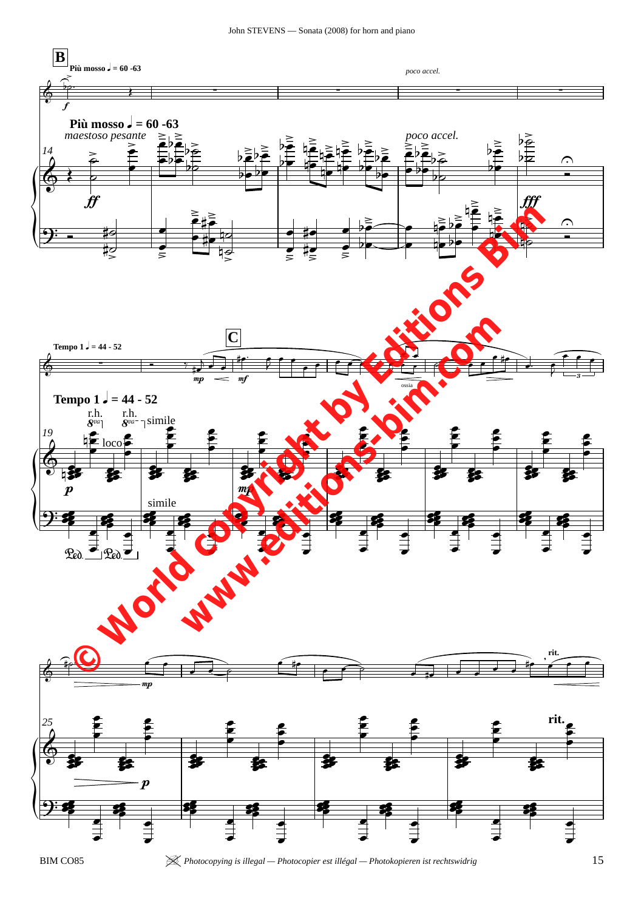**B**

**Più mosso ♩ = 60 -63**

*maestoso pesante*

*poco accel.*

**C**

**Tempo 1 ♩ = 44 - 52**

ossia

**rit.**

BIM CO85

*Photocopying is illegal — Photocopier est illégal — Photokopieren ist rechtswidrig*

© World copyright by Editions Bim
www.editions-bim.com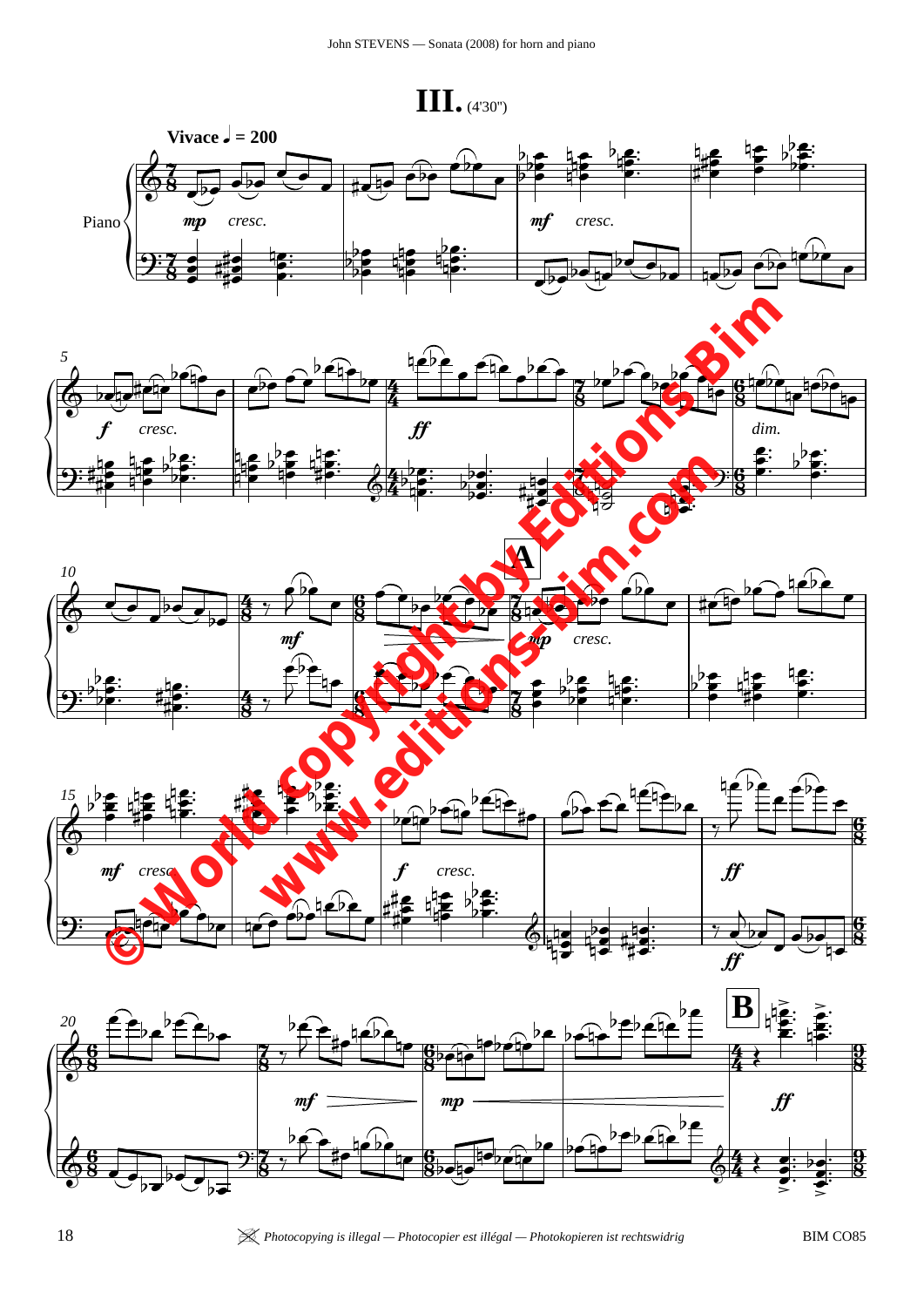# III. (4'30")

**Vivace** ♩ = 200